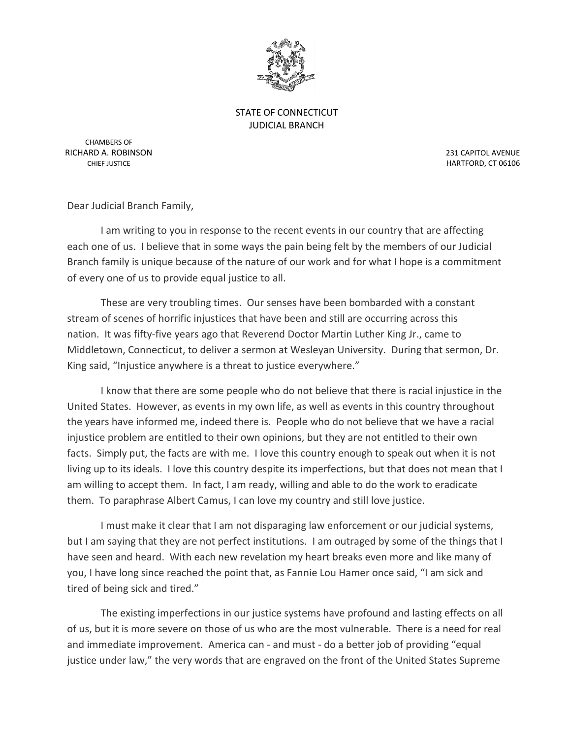STATE OF CONNECTICUT
JUDICIAL BRANCH

CHAMBERS OF
RICHARD A. ROBINSON
CHIEF JUSTICE

231 CAPITOL AVENUE
HARTFORD, CT 06106

Dear Judicial Branch Family,

I am writing to you in response to the recent events in our country that are affecting each one of us. I believe that in some ways the pain being felt by the members of our Judicial Branch family is unique because of the nature of our work and for what I hope is a commitment of every one of us to provide equal justice to all.

These are very troubling times. Our senses have been bombarded with a constant stream of scenes of horrific injustices that have been and still are occurring across this nation. It was fifty-five years ago that Reverend Doctor Martin Luther King Jr., came to Middletown, Connecticut, to deliver a sermon at Wesleyan University. During that sermon, Dr. King said, “Injustice anywhere is a threat to justice everywhere.”

I know that there are some people who do not believe that there is racial injustice in the United States. However, as events in my own life, as well as events in this country throughout the years have informed me, indeed there is. People who do not believe that we have a racial injustice problem are entitled to their own opinions, but they are not entitled to their own facts. Simply put, the facts are with me. I love this country enough to speak out when it is not living up to its ideals. I love this country despite its imperfections, but that does not mean that I am willing to accept them. In fact, I am ready, willing and able to do the work to eradicate them. To paraphrase Albert Camus, I can love my country and still love justice.

I must make it clear that I am not disparaging law enforcement or our judicial systems, but I am saying that they are not perfect institutions. I am outraged by some of the things that I have seen and heard. With each new revelation my heart breaks even more and like many of you, I have long since reached the point that, as Fannie Lou Hamer once said, “I am sick and tired of being sick and tired.”

The existing imperfections in our justice systems have profound and lasting effects on all of us, but it is more severe on those of us who are the most vulnerable. There is a need for real and immediate improvement. America can - and must - do a better job of providing “equal justice under law,” the very words that are engraved on the front of the United States Supreme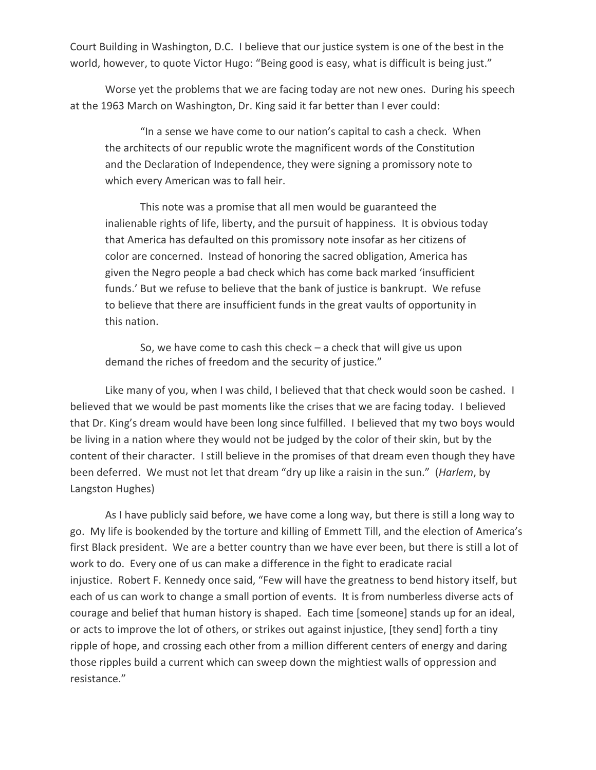Court Building in Washington, D.C. I believe that our justice system is one of the best in the world, however, to quote Victor Hugo: "Being good is easy, what is difficult is being just."

Worse yet the problems that we are facing today are not new ones. During his speech at the 1963 March on Washington, Dr. King said it far better than I ever could:

> "In a sense we have come to our nation's capital to cash a check. When the architects of our republic wrote the magnificent words of the Constitution and the Declaration of Independence, they were signing a promissory note to which every American was to fall heir.
>
> This note was a promise that all men would be guaranteed the inalienable rights of life, liberty, and the pursuit of happiness. It is obvious today that America has defaulted on this promissory note insofar as her citizens of color are concerned. Instead of honoring the sacred obligation, America has given the Negro people a bad check which has come back marked 'insufficient funds.' But we refuse to believe that the bank of justice is bankrupt. We refuse to believe that there are insufficient funds in the great vaults of opportunity in this nation.
>
> So, we have come to cash this check – a check that will give us upon demand the riches of freedom and the security of justice."

Like many of you, when I was child, I believed that that check would soon be cashed. I believed that we would be past moments like the crises that we are facing today. I believed that Dr. King's dream would have been long since fulfilled. I believed that my two boys would be living in a nation where they would not be judged by the color of their skin, but by the content of their character. I still believe in the promises of that dream even though they have been deferred. We must not let that dream "dry up like a raisin in the sun." (*Harlem*, by Langston Hughes)

As I have publicly said before, we have come a long way, but there is still a long way to go. My life is bookended by the torture and killing of Emmett Till, and the election of America's first Black president. We are a better country than we have ever been, but there is still a lot of work to do. Every one of us can make a difference in the fight to eradicate racial injustice. Robert F. Kennedy once said, "Few will have the greatness to bend history itself, but each of us can work to change a small portion of events. It is from numberless diverse acts of courage and belief that human history is shaped. Each time [someone] stands up for an ideal, or acts to improve the lot of others, or strikes out against injustice, [they send] forth a tiny ripple of hope, and crossing each other from a million different centers of energy and daring those ripples build a current which can sweep down the mightiest walls of oppression and resistance."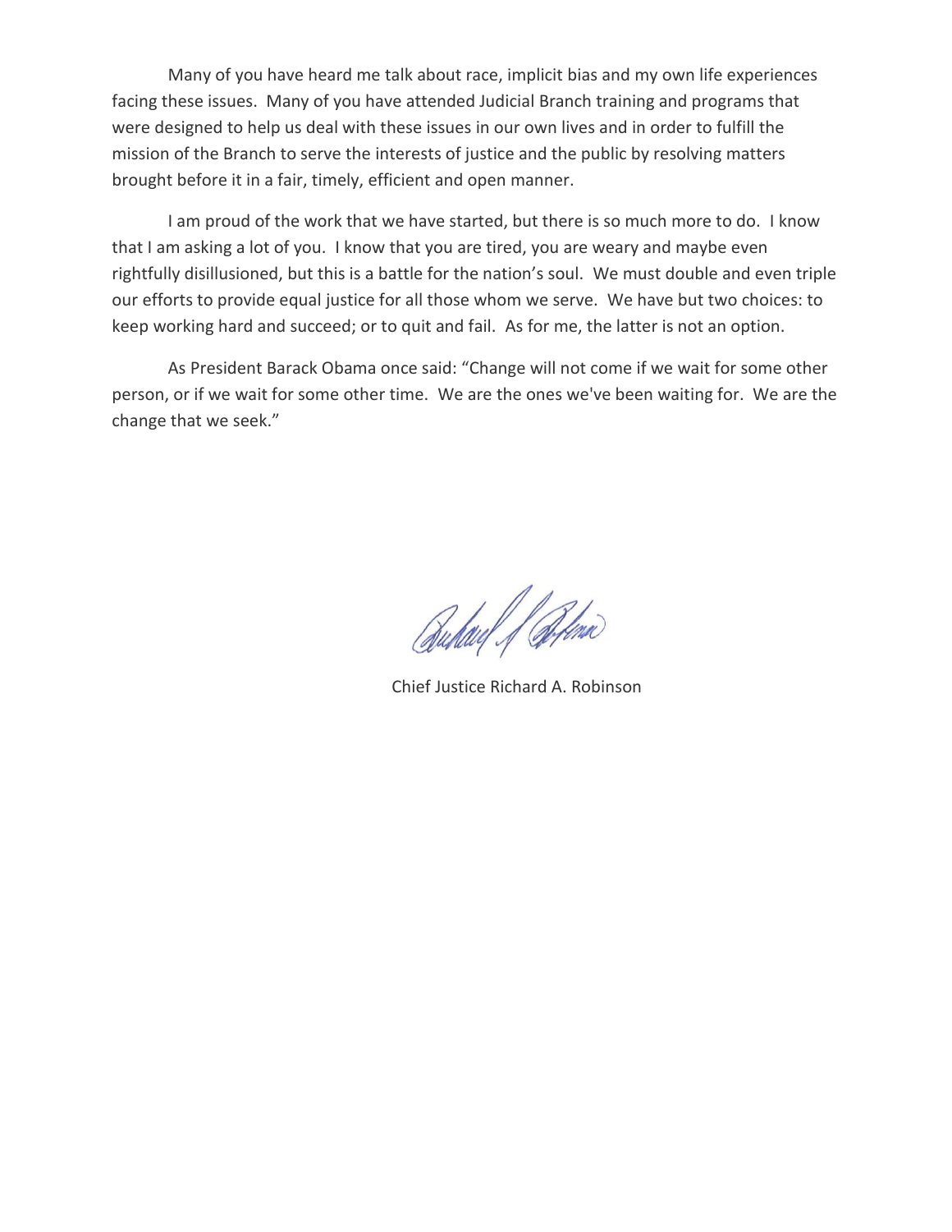Many of you have heard me talk about race, implicit bias and my own life experiences facing these issues. Many of you have attended Judicial Branch training and programs that were designed to help us deal with these issues in our own lives and in order to fulfill the mission of the Branch to serve the interests of justice and the public by resolving matters brought before it in a fair, timely, efficient and open manner.

I am proud of the work that we have started, but there is so much more to do. I know that I am asking a lot of you. I know that you are tired, you are weary and maybe even rightfully disillusioned, but this is a battle for the nation's soul. We must double and even triple our efforts to provide equal justice for all those whom we serve. We have but two choices: to keep working hard and succeed; or to quit and fail. As for me, the latter is not an option.

As President Barack Obama once said: "Change will not come if we wait for some other person, or if we wait for some other time. We are the ones we've been waiting for. We are the change that we seek."

Chief Justice Richard A. Robinson